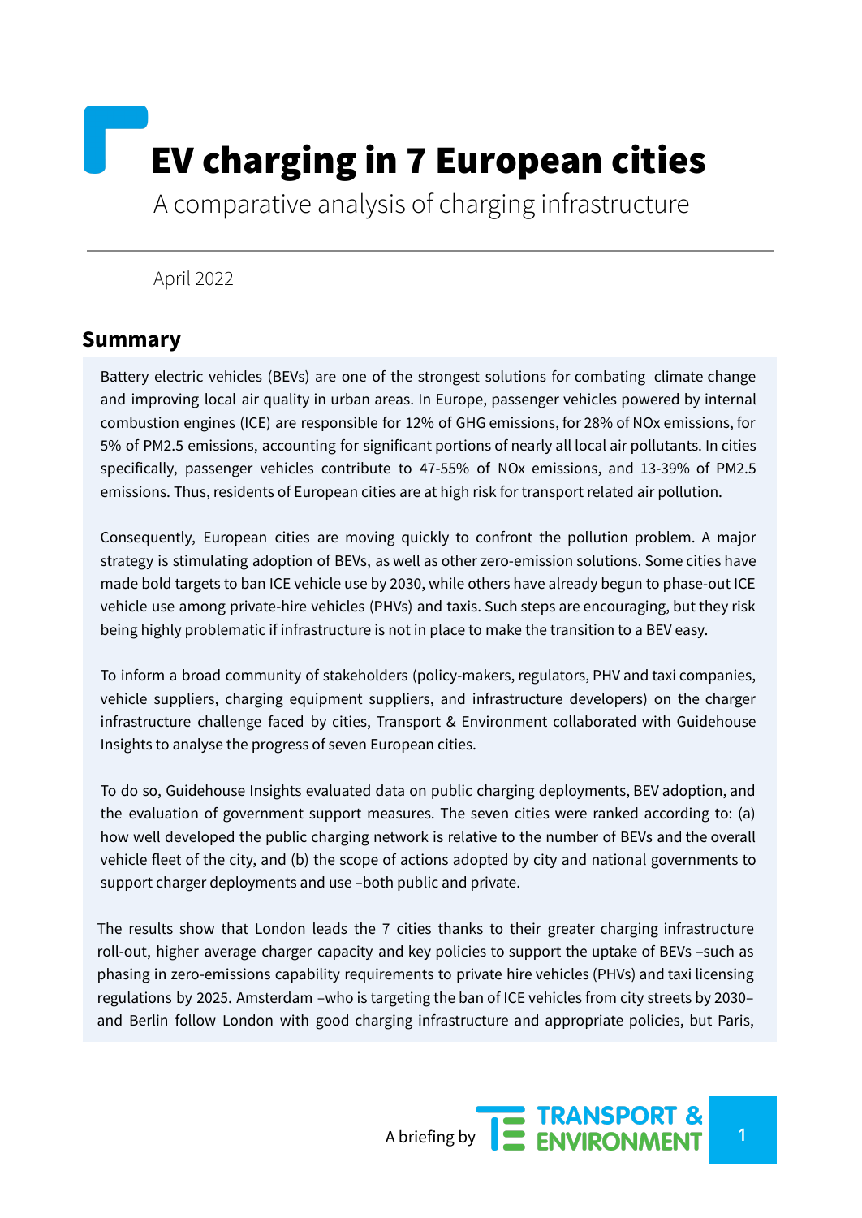# EV charging in 7 European cities

A comparative analysis of charging infrastructure

April 2022

## Summary

Battery electric vehicles (BEVs) are one of the strongest solutions for combating climate change and improving local air quality in urban areas. In Europe, passenger vehicles powered by internal combustion engines (ICE) are responsible for 12% of GHG emissions, for 28% of NOx emissions, for 5% of PM2.5 emissions, accounting for significant portions of nearly all local air pollutants. In cities specifically, passenger vehicles contribute to 47-55% of NOx emissions, and 13-39% of PM2.5 emissions. Thus, residents of European cities are at high risk for transport related air pollution.

Consequently, European cities are moving quickly to confront the pollution problem. A major strategy is stimulating adoption of BEVs, as well as other zero-emission solutions. Some cities have made bold targets to ban ICE vehicle use by 2030, while others have already begun to phase-out ICE vehicle use among private-hire vehicles (PHVs) and taxis. Such steps are encouraging, but they risk being highly problematic if infrastructure is not in place to make the transition to a BEV easy.

To inform a broad community of stakeholders (policy-makers, regulators, PHV and taxi companies, vehicle suppliers, charging equipment suppliers, and infrastructure developers) on the charger infrastructure challenge faced by cities, Transport & Environment collaborated with Guidehouse Insights to analyse the progress of seven European cities.

To do so, Guidehouse Insights evaluated data on public charging deployments, BEV adoption, and the evaluation of government support measures. The seven cities were ranked according to: (a) how well developed the public charging network is relative to the number of BEVs and the overall vehicle fleet of the city, and (b) the scope of actions adopted by city and national governments to support charger deployments and use –both public and private.

The results show that London leads the 7 cities thanks to their greater charging infrastructure roll-out, higher average charger capacity and key policies to support the uptake of BEVs –such as phasing in zero-emissions capability requirements to private hire vehicles (PHVs) and taxi licensing regulations by 2025. Amsterdam –who is targeting the ban of ICE vehicles from city streets by 2030– and Berlin follow London with good charging infrastructure and appropriate policies, but Paris,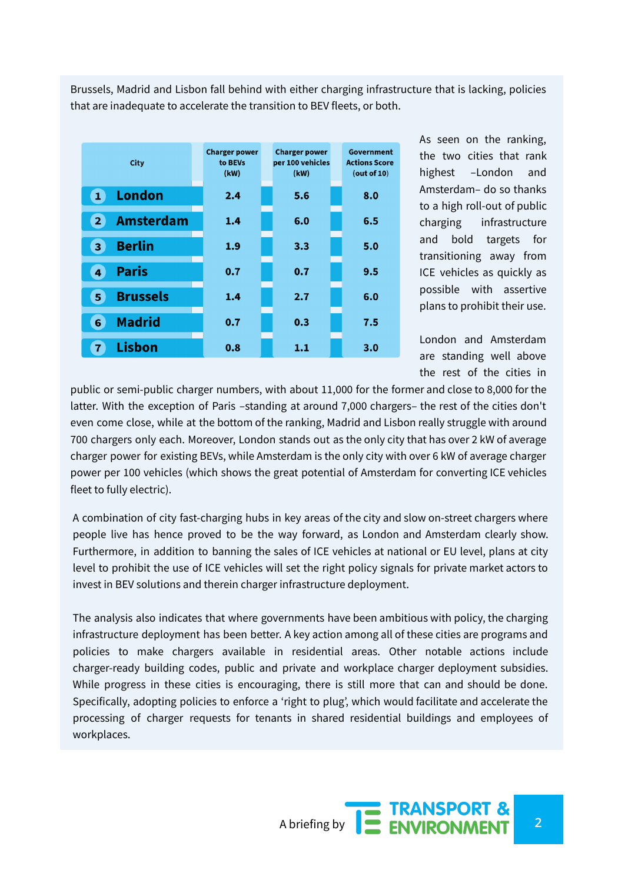Brussels, Madrid and Lisbon fall behind with either charging infrastructure that is lacking, policies that are inadequate to accelerate the transition to BEV fleets, or both.

| City | Charger power to BEVs (kW) | Charger power per 100 vehicles (kW) | Government Actions Score (out of 10) |
|---|---|---|---|
| 1 London | 2.4 | 5.6 | 8.0 |
| 2 Amsterdam | 1.4 | 6.0 | 6.5 |
| 3 Berlin | 1.9 | 3.3 | 5.0 |
| 4 Paris | 0.7 | 0.7 | 9.5 |
| 5 Brussels | 1.4 | 2.7 | 6.0 |
| 6 Madrid | 0.7 | 0.3 | 7.5 |
| 7 Lisbon | 0.8 | 1.1 | 3.0 |

As seen on the ranking, the two cities that rank highest –London and Amsterdam– do so thanks to a high roll-out of public charging infrastructure and bold targets for transitioning away from ICE vehicles as quickly as possible with assertive plans to prohibit their use.

London and Amsterdam are standing well above the rest of the cities in public or semi-public charger numbers, with about 11,000 for the former and close to 8,000 for the latter. With the exception of Paris –standing at around 7,000 chargers– the rest of the cities don't even come close, while at the bottom of the ranking, Madrid and Lisbon really struggle with around 700 chargers only each. Moreover, London stands out as the only city that has over 2 kW of average charger power for existing BEVs, while Amsterdam is the only city with over 6 kW of average charger power per 100 vehicles (which shows the great potential of Amsterdam for converting ICE vehicles fleet to fully electric).

A combination of city fast-charging hubs in key areas of the city and slow on-street chargers where people live has hence proved to be the way forward, as London and Amsterdam clearly show. Furthermore, in addition to banning the sales of ICE vehicles at national or EU level, plans at city level to prohibit the use of ICE vehicles will set the right policy signals for private market actors to invest in BEV solutions and therein charger infrastructure deployment.

The analysis also indicates that where governments have been ambitious with policy, the charging infrastructure deployment has been better. A key action among all of these cities are programs and policies to make chargers available in residential areas. Other notable actions include charger-ready building codes, public and private and workplace charger deployment subsidies. While progress in these cities is encouraging, there is still more that can and should be done. Specifically, adopting policies to enforce a 'right to plug', which would facilitate and accelerate the processing of charger requests for tenants in shared residential buildings and employees of workplaces.

A briefing by TRANSPORT & ENVIRONMENT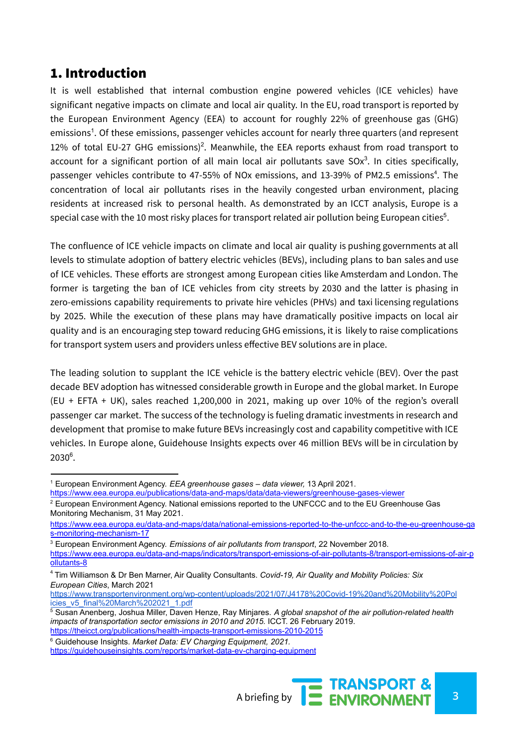## 1. Introduction

It is well established that internal combustion engine powered vehicles (ICE vehicles) have significant negative impacts on climate and local air quality. In the EU, road transport is reported by the European Environment Agency (EEA) to account for roughly 22% of greenhouse gas (GHG) emissions[1]. Of these emissions, passenger vehicles account for nearly three quarters (and represent 12% of total EU-27 GHG emissions)[2]. Meanwhile, the EEA reports exhaust from road transport to account for a significant portion of all main local air pollutants save SOx[3]. In cities specifically, passenger vehicles contribute to 47-55% of NOx emissions, and 13-39% of PM2.5 emissions[4]. The concentration of local air pollutants rises in the heavily congested urban environment, placing residents at increased risk to personal health. As demonstrated by an ICCT analysis, Europe is a special case with the 10 most risky places for transport related air pollution being European cities[5].

The confluence of ICE vehicle impacts on climate and local air quality is pushing governments at all levels to stimulate adoption of battery electric vehicles (BEVs), including plans to ban sales and use of ICE vehicles. These efforts are strongest among European cities like Amsterdam and London. The former is targeting the ban of ICE vehicles from city streets by 2030 and the latter is phasing in zero-emissions capability requirements to private hire vehicles (PHVs) and taxi licensing regulations by 2025. While the execution of these plans may have dramatically positive impacts on local air quality and is an encouraging step toward reducing GHG emissions, it is likely to raise complications for transport system users and providers unless effective BEV solutions are in place.

The leading solution to supplant the ICE vehicle is the battery electric vehicle (BEV). Over the past decade BEV adoption has witnessed considerable growth in Europe and the global market. In Europe (EU + EFTA + UK), sales reached 1,200,000 in 2021, making up over 10% of the region's overall passenger car market. The success of the technology is fueling dramatic investments in research and development that promise to make future BEVs increasingly cost and capability competitive with ICE vehicles. In Europe alone, Guidehouse Insights expects over 46 million BEVs will be in circulation by 2030[6].

---

[1] European Environment Agency. *EEA greenhouse gases – data viewer,* 13 April 2021. https://www.eea.europa.eu/publications/data-and-maps/data/data-viewers/greenhouse-gases-viewer

[2] European Environment Agency. National emissions reported to the UNFCCC and to the EU Greenhouse Gas Monitoring Mechanism, 31 May 2021. https://www.eea.europa.eu/data-and-maps/data/national-emissions-reported-to-the-unfccc-and-to-the-eu-greenhouse-gas-monitoring-mechanism-17

[3] European Environment Agency. *Emissions of air pollutants from transport*, 22 November 2018. https://www.eea.europa.eu/data-and-maps/indicators/transport-emissions-of-air-pollutants-8/transport-emissions-of-air-pollutants-8

[4] Tim Williamson & Dr Ben Marner, Air Quality Consultants. *Covid-19, Air Quality and Mobility Policies: Six European Cities*, March 2021 https://www.transportenvironment.org/wp-content/uploads/2021/07/J4178%20Covid-19%20and%20Mobility%20Policies_v5_final%20March%202021_1.pdf

[5] Susan Anenberg, Joshua Miller, Daven Henze, Ray Minjares. *A global snapshot of the air pollution-related health impacts of transportation sector emissions in 2010 and 2015.* ICCT. 26 February 2019. https://theicct.org/publications/health-impacts-transport-emissions-2010-2015

[6] Guidehouse Insights. *Market Data: EV Charging Equipment, 2021.* https://guidehouseinsights.com/reports/market-data-ev-charging-equipment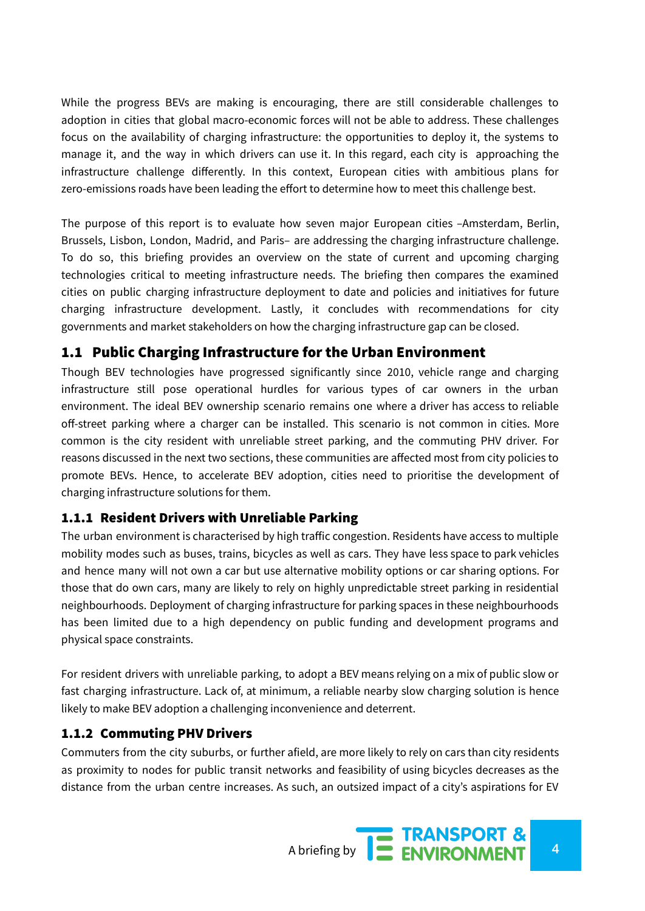While the progress BEVs are making is encouraging, there are still considerable challenges to adoption in cities that global macro-economic forces will not be able to address. These challenges focus on the availability of charging infrastructure: the opportunities to deploy it, the systems to manage it, and the way in which drivers can use it. In this regard, each city is approaching the infrastructure challenge differently. In this context, European cities with ambitious plans for zero-emissions roads have been leading the effort to determine how to meet this challenge best.

The purpose of this report is to evaluate how seven major European cities –Amsterdam, Berlin, Brussels, Lisbon, London, Madrid, and Paris– are addressing the charging infrastructure challenge. To do so, this briefing provides an overview on the state of current and upcoming charging technologies critical to meeting infrastructure needs. The briefing then compares the examined cities on public charging infrastructure deployment to date and policies and initiatives for future charging infrastructure development. Lastly, it concludes with recommendations for city governments and market stakeholders on how the charging infrastructure gap can be closed.

## 1.1 Public Charging Infrastructure for the Urban Environment

Though BEV technologies have progressed significantly since 2010, vehicle range and charging infrastructure still pose operational hurdles for various types of car owners in the urban environment. The ideal BEV ownership scenario remains one where a driver has access to reliable off-street parking where a charger can be installed. This scenario is not common in cities. More common is the city resident with unreliable street parking, and the commuting PHV driver. For reasons discussed in the next two sections, these communities are affected most from city policies to promote BEVs. Hence, to accelerate BEV adoption, cities need to prioritise the development of charging infrastructure solutions for them.

### 1.1.1 Resident Drivers with Unreliable Parking

The urban environment is characterised by high traffic congestion. Residents have access to multiple mobility modes such as buses, trains, bicycles as well as cars. They have less space to park vehicles and hence many will not own a car but use alternative mobility options or car sharing options. For those that do own cars, many are likely to rely on highly unpredictable street parking in residential neighbourhoods. Deployment of charging infrastructure for parking spaces in these neighbourhoods has been limited due to a high dependency on public funding and development programs and physical space constraints.

For resident drivers with unreliable parking, to adopt a BEV means relying on a mix of public slow or fast charging infrastructure. Lack of, at minimum, a reliable nearby slow charging solution is hence likely to make BEV adoption a challenging inconvenience and deterrent.

### 1.1.2 Commuting PHV Drivers

Commuters from the city suburbs, or further afield, are more likely to rely on cars than city residents as proximity to nodes for public transit networks and feasibility of using bicycles decreases as the distance from the urban centre increases. As such, an outsized impact of a city's aspirations for EV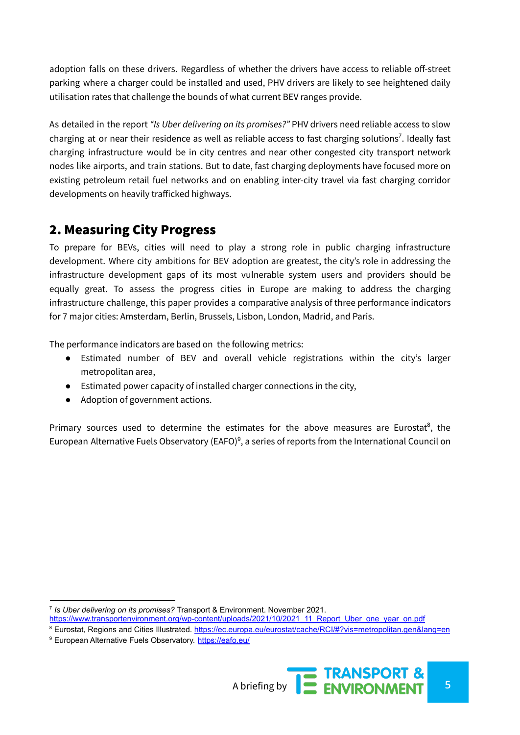adoption falls on these drivers. Regardless of whether the drivers have access to reliable off-street parking where a charger could be installed and used, PHV drivers are likely to see heightened daily utilisation rates that challenge the bounds of what current BEV ranges provide.

As detailed in the report *"Is Uber delivering on its promises?"* PHV drivers need reliable access to slow charging at or near their residence as well as reliable access to fast charging solutions[7]. Ideally fast charging infrastructure would be in city centres and near other congested city transport network nodes like airports, and train stations. But to date, fast charging deployments have focused more on existing petroleum retail fuel networks and on enabling inter-city travel via fast charging corridor developments on heavily trafficked highways.

## 2. Measuring City Progress

To prepare for BEVs, cities will need to play a strong role in public charging infrastructure development. Where city ambitions for BEV adoption are greatest, the city's role in addressing the infrastructure development gaps of its most vulnerable system users and providers should be equally great. To assess the progress cities in Europe are making to address the charging infrastructure challenge, this paper provides a comparative analysis of three performance indicators for 7 major cities: Amsterdam, Berlin, Brussels, Lisbon, London, Madrid, and Paris.

The performance indicators are based on the following metrics:

- Estimated number of BEV and overall vehicle registrations within the city's larger metropolitan area,
- Estimated power capacity of installed charger connections in the city,
- Adoption of government actions.

Primary sources used to determine the estimates for the above measures are Eurostat[8], the European Alternative Fuels Observatory (EAFO)[9], a series of reports from the International Council on

---

[7] *Is Uber delivering on its promises?* Transport & Environment. November 2021. https://www.transportenvironment.org/wp-content/uploads/2021/10/2021_11_Report_Uber_one_year_on.pdf

[8] Eurostat, Regions and Cities Illustrated. https://ec.europa.eu/eurostat/cache/RCI/#?vis=metropolitan.gen&lang=en

[9] European Alternative Fuels Observatory. https://eafo.eu/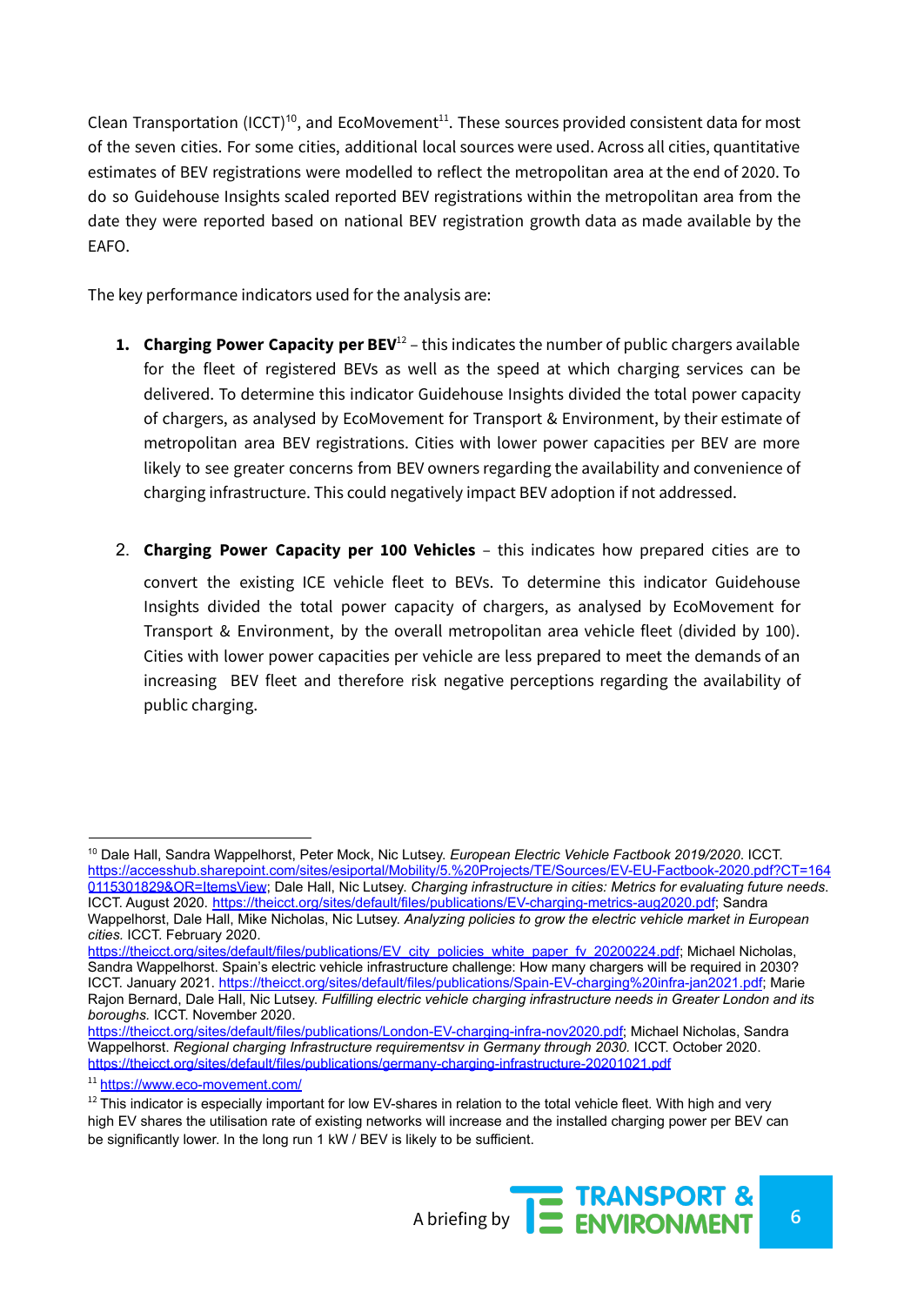Clean Transportation (ICCT)[10], and EcoMovement[11]. These sources provided consistent data for most of the seven cities. For some cities, additional local sources were used. Across all cities, quantitative estimates of BEV registrations were modelled to reflect the metropolitan area at the end of 2020. To do so Guidehouse Insights scaled reported BEV registrations within the metropolitan area from the date they were reported based on national BEV registration growth data as made available by the EAFO.

The key performance indicators used for the analysis are:

1. **Charging Power Capacity per BEV**[12] – this indicates the number of public chargers available for the fleet of registered BEVs as well as the speed at which charging services can be delivered. To determine this indicator Guidehouse Insights divided the total power capacity of chargers, as analysed by EcoMovement for Transport & Environment, by their estimate of metropolitan area BEV registrations. Cities with lower power capacities per BEV are more likely to see greater concerns from BEV owners regarding the availability and convenience of charging infrastructure. This could negatively impact BEV adoption if not addressed.

2. **Charging Power Capacity per 100 Vehicles** – this indicates how prepared cities are to convert the existing ICE vehicle fleet to BEVs. To determine this indicator Guidehouse Insights divided the total power capacity of chargers, as analysed by EcoMovement for Transport & Environment, by the overall metropolitan area vehicle fleet (divided by 100). Cities with lower power capacities per vehicle are less prepared to meet the demands of an increasing BEV fleet and therefore risk negative perceptions regarding the availability of public charging.

---

[10] Dale Hall, Sandra Wappelhorst, Peter Mock, Nic Lutsey. *European Electric Vehicle Factbook 2019/2020*. ICCT. https://accesshub.sharepoint.com/sites/esiportal/Mobility/5.%20Projects/TE/Sources/EV-EU-Factbook-2020.pdf?CT=1640115301829&OR=ItemsView; Dale Hall, Nic Lutsey. *Charging infrastructure in cities: Metrics for evaluating future needs.* ICCT. August 2020. https://theicct.org/sites/default/files/publications/EV-charging-metrics-aug2020.pdf; Sandra Wappelhorst, Dale Hall, Mike Nicholas, Nic Lutsey. *Analyzing policies to grow the electric vehicle market in European cities.* ICCT. February 2020. https://theicct.org/sites/default/files/publications/EV_city_policies_white_paper_fv_20200224.pdf; Michael Nicholas, Sandra Wappelhorst. Spain's electric vehicle infrastructure challenge: How many chargers will be required in 2030? ICCT. January 2021. https://theicct.org/sites/default/files/publications/Spain-EV-charging%20infra-jan2021.pdf; Marie Rajon Bernard, Dale Hall, Nic Lutsey. *Fulfilling electric vehicle charging infrastructure needs in Greater London and its boroughs.* ICCT. November 2020. https://theicct.org/sites/default/files/publications/London-EV-charging-infra-nov2020.pdf; Michael Nicholas, Sandra Wappelhorst. *Regional charging Infrastructure requirementsv in Germany through 2030.* ICCT. October 2020. https://theicct.org/sites/default/files/publications/germany-charging-infrastructure-20201021.pdf

[11] https://www.eco-movement.com/

[12] This indicator is especially important for low EV-shares in relation to the total vehicle fleet. With high and very high EV shares the utilisation rate of existing networks will increase and the installed charging power per BEV can be significantly lower. In the long run 1 kW / BEV is likely to be sufficient.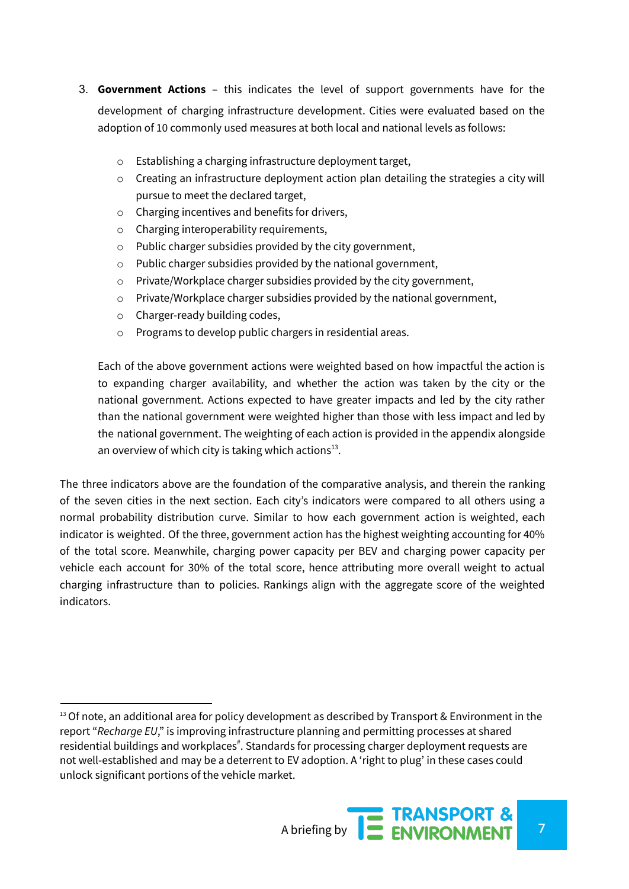3. **Government Actions** – this indicates the level of support governments have for the development of charging infrastructure development. Cities were evaluated based on the adoption of 10 commonly used measures at both local and national levels as follows:

    - Establishing a charging infrastructure deployment target,
    - Creating an infrastructure deployment action plan detailing the strategies a city will pursue to meet the declared target,
    - Charging incentives and benefits for drivers,
    - Charging interoperability requirements,
    - Public charger subsidies provided by the city government,
    - Public charger subsidies provided by the national government,
    - Private/Workplace charger subsidies provided by the city government,
    - Private/Workplace charger subsidies provided by the national government,
    - Charger-ready building codes,
    - Programs to develop public chargers in residential areas.

    Each of the above government actions were weighted based on how impactful the action is to expanding charger availability, and whether the action was taken by the city or the national government. Actions expected to have greater impacts and led by the city rather than the national government were weighted higher than those with less impact and led by the national government. The weighting of each action is provided in the appendix alongside an overview of which city is taking which actions[13].

The three indicators above are the foundation of the comparative analysis, and therein the ranking of the seven cities in the next section. Each city's indicators were compared to all others using a normal probability distribution curve. Similar to how each government action is weighted, each indicator is weighted. Of the three, government action has the highest weighting accounting for 40% of the total score. Meanwhile, charging power capacity per BEV and charging power capacity per vehicle each account for 30% of the total score, hence attributing more overall weight to actual charging infrastructure than to policies. Rankings align with the aggregate score of the weighted indicators.

---

[13] Of note, an additional area for policy development as described by Transport & Environment in the report "*Recharge EU*," is improving infrastructure planning and permitting processes at shared residential buildings and workplaces[#]. Standards for processing charger deployment requests are not well-established and may be a deterrent to EV adoption. A 'right to plug' in these cases could unlock significant portions of the vehicle market.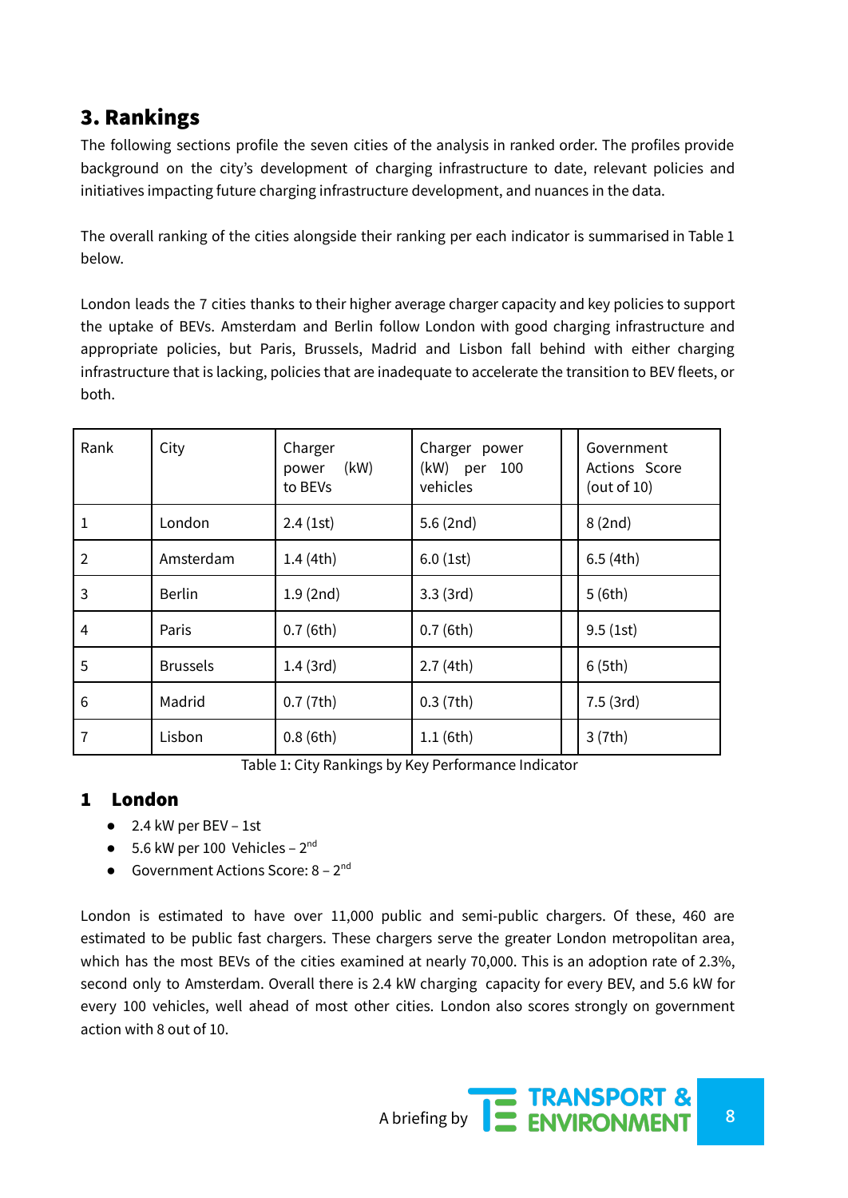## 3. Rankings

The following sections profile the seven cities of the analysis in ranked order. The profiles provide background on the city's development of charging infrastructure to date, relevant policies and initiatives impacting future charging infrastructure development, and nuances in the data.

The overall ranking of the cities alongside their ranking per each indicator is summarised in Table 1 below.

London leads the 7 cities thanks to their higher average charger capacity and key policies to support the uptake of BEVs. Amsterdam and Berlin follow London with good charging infrastructure and appropriate policies, but Paris, Brussels, Madrid and Lisbon fall behind with either charging infrastructure that is lacking, policies that are inadequate to accelerate the transition to BEV fleets, or both.

| Rank | City | Charger power (kW) to BEVs | Charger power (kW) per 100 vehicles | Government Actions Score (out of 10) |
|---|---|---|---|---|
| 1 | London | 2.4 (1st) | 5.6 (2nd) | 8 (2nd) |
| 2 | Amsterdam | 1.4 (4th) | 6.0 (1st) | 6.5 (4th) |
| 3 | Berlin | 1.9 (2nd) | 3.3 (3rd) | 5 (6th) |
| 4 | Paris | 0.7 (6th) | 0.7 (6th) | 9.5 (1st) |
| 5 | Brussels | 1.4 (3rd) | 2.7 (4th) | 6 (5th) |
| 6 | Madrid | 0.7 (7th) | 0.3 (7th) | 7.5 (3rd) |
| 7 | Lisbon | 0.8 (6th) | 1.1 (6th) | 3 (7th) |

Table 1: City Rankings by Key Performance Indicator

### 1 London

- 2.4 kW per BEV – 1st
- 5.6 kW per 100 Vehicles – 2nd
- Government Actions Score: 8 – 2nd

London is estimated to have over 11,000 public and semi-public chargers. Of these, 460 are estimated to be public fast chargers. These chargers serve the greater London metropolitan area, which has the most BEVs of the cities examined at nearly 70,000. This is an adoption rate of 2.3%, second only to Amsterdam. Overall there is 2.4 kW charging capacity for every BEV, and 5.6 kW for every 100 vehicles, well ahead of most other cities. London also scores strongly on government action with 8 out of 10.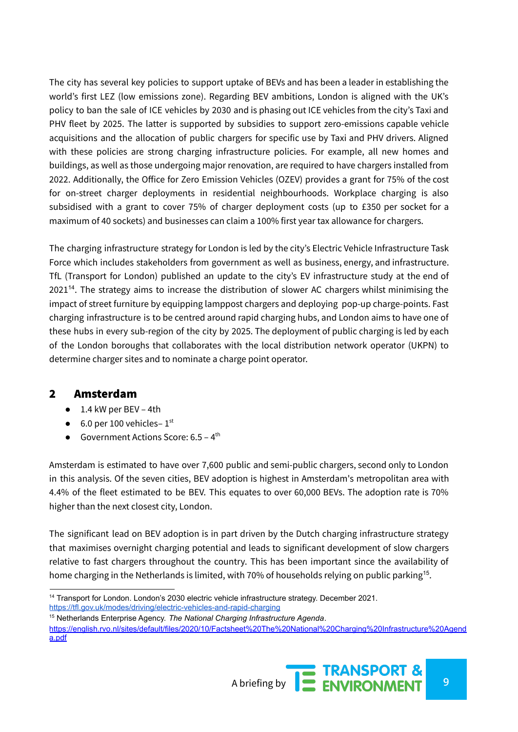The city has several key policies to support uptake of BEVs and has been a leader in establishing the world's first LEZ (low emissions zone). Regarding BEV ambitions, London is aligned with the UK's policy to ban the sale of ICE vehicles by 2030 and is phasing out ICE vehicles from the city's Taxi and PHV fleet by 2025. The latter is supported by subsidies to support zero-emissions capable vehicle acquisitions and the allocation of public chargers for specific use by Taxi and PHV drivers. Aligned with these policies are strong charging infrastructure policies. For example, all new homes and buildings, as well as those undergoing major renovation, are required to have chargers installed from 2022. Additionally, the Office for Zero Emission Vehicles (OZEV) provides a grant for 75% of the cost for on-street charger deployments in residential neighbourhoods. Workplace charging is also subsidised with a grant to cover 75% of charger deployment costs (up to £350 per socket for a maximum of 40 sockets) and businesses can claim a 100% first year tax allowance for chargers.

The charging infrastructure strategy for London is led by the city's Electric Vehicle Infrastructure Task Force which includes stakeholders from government as well as business, energy, and infrastructure. TfL (Transport for London) published an update to the city's EV infrastructure study at the end of 2021[14]. The strategy aims to increase the distribution of slower AC chargers whilst minimising the impact of street furniture by equipping lamppost chargers and deploying pop-up charge-points. Fast charging infrastructure is to be centred around rapid charging hubs, and London aims to have one of these hubs in every sub-region of the city by 2025. The deployment of public charging is led by each of the London boroughs that collaborates with the local distribution network operator (UKPN) to determine charger sites and to nominate a charge point operator.

## 2 Amsterdam

- 1.4 kW per BEV – 4th
- 6.0 per 100 vehicles– 1st
- Government Actions Score: 6.5 – 4th

Amsterdam is estimated to have over 7,600 public and semi-public chargers, second only to London in this analysis. Of the seven cities, BEV adoption is highest in Amsterdam's metropolitan area with 4.4% of the fleet estimated to be BEV. This equates to over 60,000 BEVs. The adoption rate is 70% higher than the next closest city, London.

The significant lead on BEV adoption is in part driven by the Dutch charging infrastructure strategy that maximises overnight charging potential and leads to significant development of slow chargers relative to fast chargers throughout the country. This has been important since the availability of home charging in the Netherlands is limited, with 70% of households relying on public parking[15].

---

[14] Transport for London. London's 2030 electric vehicle infrastructure strategy. December 2021. https://tfl.gov.uk/modes/driving/electric-vehicles-and-rapid-charging

[15] Netherlands Enterprise Agency. *The National Charging Infrastructure Agenda*. https://english.rvo.nl/sites/default/files/2020/10/Factsheet%20The%20National%20Charging%20Infrastructure%20Agenda.pdf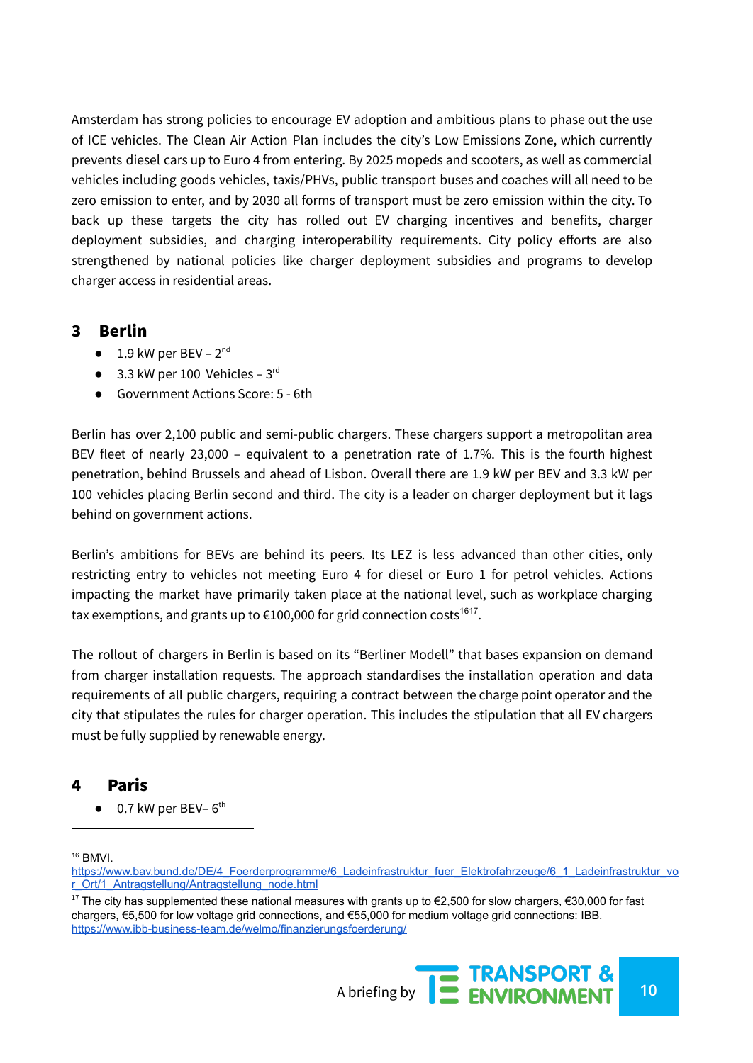Amsterdam has strong policies to encourage EV adoption and ambitious plans to phase out the use of ICE vehicles. The Clean Air Action Plan includes the city's Low Emissions Zone, which currently prevents diesel cars up to Euro 4 from entering. By 2025 mopeds and scooters, as well as commercial vehicles including goods vehicles, taxis/PHVs, public transport buses and coaches will all need to be zero emission to enter, and by 2030 all forms of transport must be zero emission within the city. To back up these targets the city has rolled out EV charging incentives and benefits, charger deployment subsidies, and charging interoperability requirements. City policy efforts are also strengthened by national policies like charger deployment subsidies and programs to develop charger access in residential areas.

## 3 Berlin

- 1.9 kW per BEV – 2nd
- 3.3 kW per 100 Vehicles – 3rd
- Government Actions Score: 5 - 6th

Berlin has over 2,100 public and semi-public chargers. These chargers support a metropolitan area BEV fleet of nearly 23,000 – equivalent to a penetration rate of 1.7%. This is the fourth highest penetration, behind Brussels and ahead of Lisbon. Overall there are 1.9 kW per BEV and 3.3 kW per 100 vehicles placing Berlin second and third. The city is a leader on charger deployment but it lags behind on government actions.

Berlin's ambitions for BEVs are behind its peers. Its LEZ is less advanced than other cities, only restricting entry to vehicles not meeting Euro 4 for diesel or Euro 1 for petrol vehicles. Actions impacting the market have primarily taken place at the national level, such as workplace charging tax exemptions, and grants up to €100,000 for grid connection costs[16][17].

The rollout of chargers in Berlin is based on its "Berliner Modell" that bases expansion on demand from charger installation requests. The approach standardises the installation operation and data requirements of all public chargers, requiring a contract between the charge point operator and the city that stipulates the rules for charger operation. This includes the stipulation that all EV chargers must be fully supplied by renewable energy.

## 4 Paris

- 0.7 kW per BEV– 6th

---

[16] BMVI. https://www.bav.bund.de/DE/4_Foerderprogramme/6_Ladeinfrastruktur_fuer_Elektrofahrzeuge/6_1_Ladeinfrastruktur_vor_Ort/1_Antragstellung/Antragstellung_node.html

[17] The city has supplemented these national measures with grants up to €2,500 for slow chargers, €30,000 for fast chargers, €5,500 for low voltage grid connections, and €55,000 for medium voltage grid connections: IBB. https://www.ibb-business-team.de/welmo/finanzierungsfoerderung/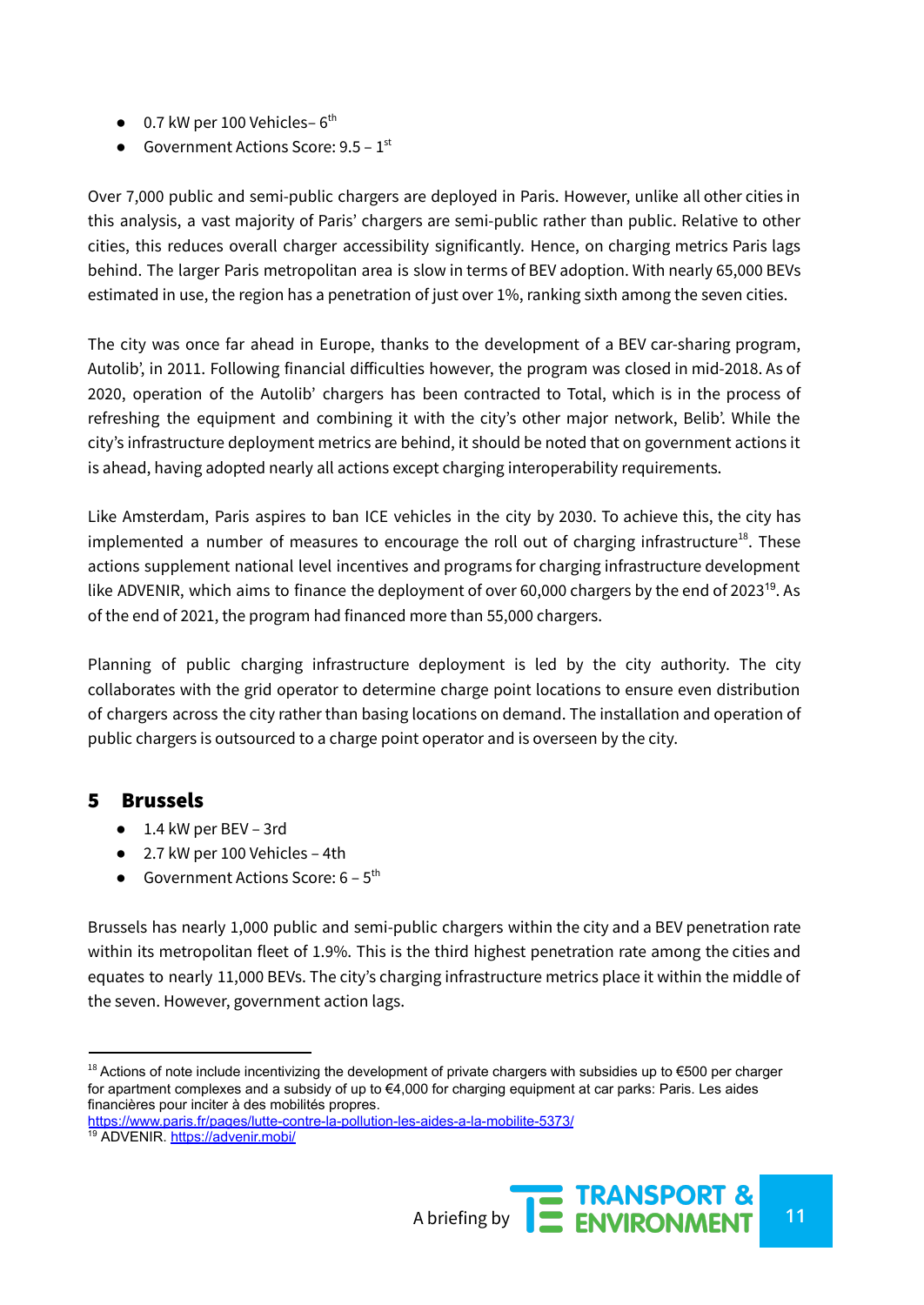- 0.7 kW per 100 Vehicles– 6th
- Government Actions Score: 9.5 – 1st

Over 7,000 public and semi-public chargers are deployed in Paris. However, unlike all other cities in this analysis, a vast majority of Paris' chargers are semi-public rather than public. Relative to other cities, this reduces overall charger accessibility significantly. Hence, on charging metrics Paris lags behind. The larger Paris metropolitan area is slow in terms of BEV adoption. With nearly 65,000 BEVs estimated in use, the region has a penetration of just over 1%, ranking sixth among the seven cities.

The city was once far ahead in Europe, thanks to the development of a BEV car-sharing program, Autolib', in 2011. Following financial difficulties however, the program was closed in mid-2018. As of 2020, operation of the Autolib' chargers has been contracted to Total, which is in the process of refreshing the equipment and combining it with the city's other major network, Belib'. While the city's infrastructure deployment metrics are behind, it should be noted that on government actions it is ahead, having adopted nearly all actions except charging interoperability requirements.

Like Amsterdam, Paris aspires to ban ICE vehicles in the city by 2030. To achieve this, the city has implemented a number of measures to encourage the roll out of charging infrastructure[18]. These actions supplement national level incentives and programs for charging infrastructure development like ADVENIR, which aims to finance the deployment of over 60,000 chargers by the end of 2023[19]. As of the end of 2021, the program had financed more than 55,000 chargers.

Planning of public charging infrastructure deployment is led by the city authority. The city collaborates with the grid operator to determine charge point locations to ensure even distribution of chargers across the city rather than basing locations on demand. The installation and operation of public chargers is outsourced to a charge point operator and is overseen by the city.

## 5 Brussels

- 1.4 kW per BEV – 3rd
- 2.7 kW per 100 Vehicles – 4th
- Government Actions Score: 6 – 5th

Brussels has nearly 1,000 public and semi-public chargers within the city and a BEV penetration rate within its metropolitan fleet of 1.9%. This is the third highest penetration rate among the cities and equates to nearly 11,000 BEVs. The city's charging infrastructure metrics place it within the middle of the seven. However, government action lags.

---

[18] Actions of note include incentivizing the development of private chargers with subsidies up to €500 per charger for apartment complexes and a subsidy of up to €4,000 for charging equipment at car parks: Paris. Les aides financières pour inciter à des mobilités propres. https://www.paris.fr/pages/lutte-contre-la-pollution-les-aides-a-la-mobilite-5373/

[19] ADVENIR. https://advenir.mobi/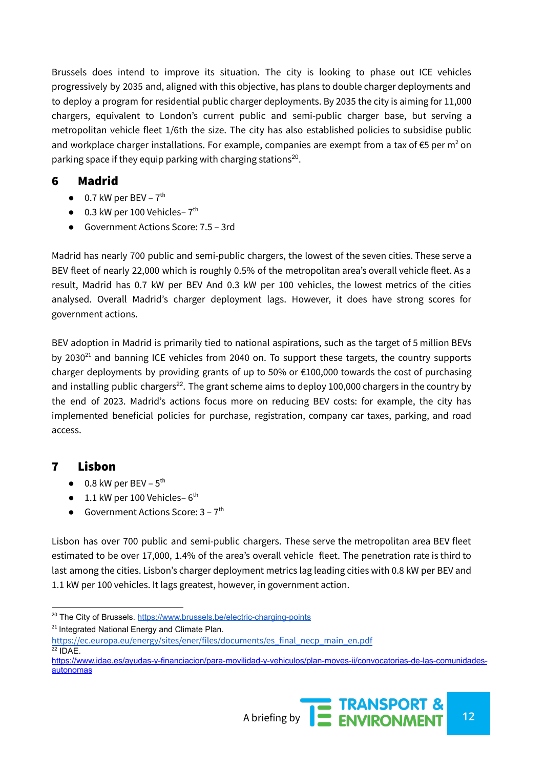Brussels does intend to improve its situation. The city is looking to phase out ICE vehicles progressively by 2035 and, aligned with this objective, has plans to double charger deployments and to deploy a program for residential public charger deployments. By 2035 the city is aiming for 11,000 chargers, equivalent to London's current public and semi-public charger base, but serving a metropolitan vehicle fleet 1/6th the size. The city has also established policies to subsidise public and workplace charger installations. For example, companies are exempt from a tax of €5 per m$^2$ on parking space if they equip parking with charging stations[20].

## 6 Madrid

- 0.7 kW per BEV – 7th
- 0.3 kW per 100 Vehicles– 7th
- Government Actions Score: 7.5 – 3rd

Madrid has nearly 700 public and semi-public chargers, the lowest of the seven cities. These serve a BEV fleet of nearly 22,000 which is roughly 0.5% of the metropolitan area's overall vehicle fleet. As a result, Madrid has 0.7 kW per BEV And 0.3 kW per 100 vehicles, the lowest metrics of the cities analysed. Overall Madrid's charger deployment lags. However, it does have strong scores for government actions.

BEV adoption in Madrid is primarily tied to national aspirations, such as the target of 5 million BEVs by 2030[21] and banning ICE vehicles from 2040 on. To support these targets, the country supports charger deployments by providing grants of up to 50% or €100,000 towards the cost of purchasing and installing public chargers[22]. The grant scheme aims to deploy 100,000 chargers in the country by the end of 2023. Madrid's actions focus more on reducing BEV costs: for example, the city has implemented beneficial policies for purchase, registration, company car taxes, parking, and road access.

## 7 Lisbon

- 0.8 kW per BEV – 5th
- 1.1 kW per 100 Vehicles– 6th
- Government Actions Score: 3 – 7th

Lisbon has over 700 public and semi-public chargers. These serve the metropolitan area BEV fleet estimated to be over 17,000, 1.4% of the area's overall vehicle fleet. The penetration rate is third to last among the cities. Lisbon's charger deployment metrics lag leading cities with 0.8 kW per BEV and 1.1 kW per 100 vehicles. It lags greatest, however, in government action.

---

[20] The City of Brussels. https://www.brussels.be/electric-charging-points

[21] Integrated National Energy and Climate Plan. https://ec.europa.eu/energy/sites/ener/files/documents/es_final_necp_main_en.pdf

[22] IDAE. https://www.idae.es/ayudas-y-financiacion/para-movilidad-y-vehiculos/plan-moves-ii/convocatorias-de-las-comunidades-autonomas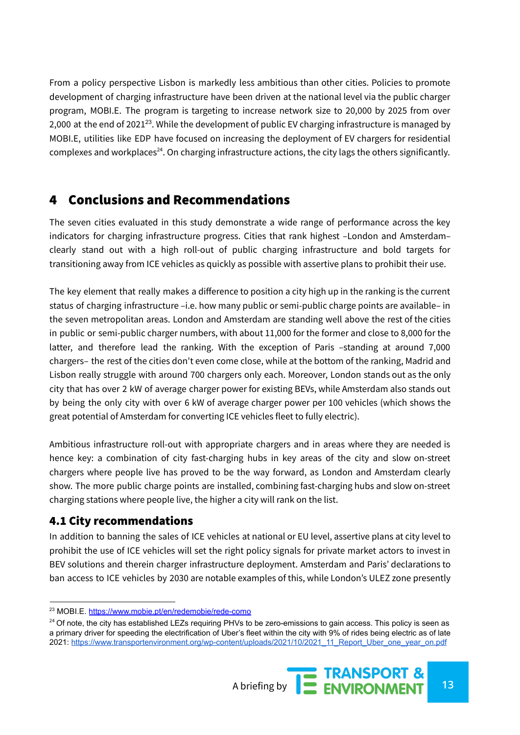From a policy perspective Lisbon is markedly less ambitious than other cities. Policies to promote development of charging infrastructure have been driven at the national level via the public charger program, MOBI.E. The program is targeting to increase network size to 20,000 by 2025 from over 2,000 at the end of 2021[23]. While the development of public EV charging infrastructure is managed by MOBI.E, utilities like EDP have focused on increasing the deployment of EV chargers for residential complexes and workplaces[24]. On charging infrastructure actions, the city lags the others significantly.

# 4 Conclusions and Recommendations

The seven cities evaluated in this study demonstrate a wide range of performance across the key indicators for charging infrastructure progress. Cities that rank highest –London and Amsterdam– clearly stand out with a high roll-out of public charging infrastructure and bold targets for transitioning away from ICE vehicles as quickly as possible with assertive plans to prohibit their use.

The key element that really makes a difference to position a city high up in the ranking is the current status of charging infrastructure –i.e. how many public or semi-public charge points are available– in the seven metropolitan areas. London and Amsterdam are standing well above the rest of the cities in public or semi-public charger numbers, with about 11,000 for the former and close to 8,000 for the latter, and therefore lead the ranking. With the exception of Paris –standing at around 7,000 chargers– the rest of the cities don't even come close, while at the bottom of the ranking, Madrid and Lisbon really struggle with around 700 chargers only each. Moreover, London stands out as the only city that has over 2 kW of average charger power for existing BEVs, while Amsterdam also stands out by being the only city with over 6 kW of average charger power per 100 vehicles (which shows the great potential of Amsterdam for converting ICE vehicles fleet to fully electric).

Ambitious infrastructure roll-out with appropriate chargers and in areas where they are needed is hence key: a combination of city fast-charging hubs in key areas of the city and slow on-street chargers where people live has proved to be the way forward, as London and Amsterdam clearly show. The more public charge points are installed, combining fast-charging hubs and slow on-street charging stations where people live, the higher a city will rank on the list.

## 4.1 City recommendations

In addition to banning the sales of ICE vehicles at national or EU level, assertive plans at city level to prohibit the use of ICE vehicles will set the right policy signals for private market actors to invest in BEV solutions and therein charger infrastructure deployment. Amsterdam and Paris' declarations to ban access to ICE vehicles by 2030 are notable examples of this, while London's ULEZ zone presently

---

[23] MOBI.E. https://www.mobie.pt/en/redemobie/rede-como

[24] Of note, the city has established LEZs requiring PHVs to be zero-emissions to gain access. This policy is seen as a primary driver for speeding the electrification of Uber's fleet within the city with 9% of rides being electric as of late 2021: https://www.transportenvironment.org/wp-content/uploads/2021/10/2021_11_Report_Uber_one_year_on.pdf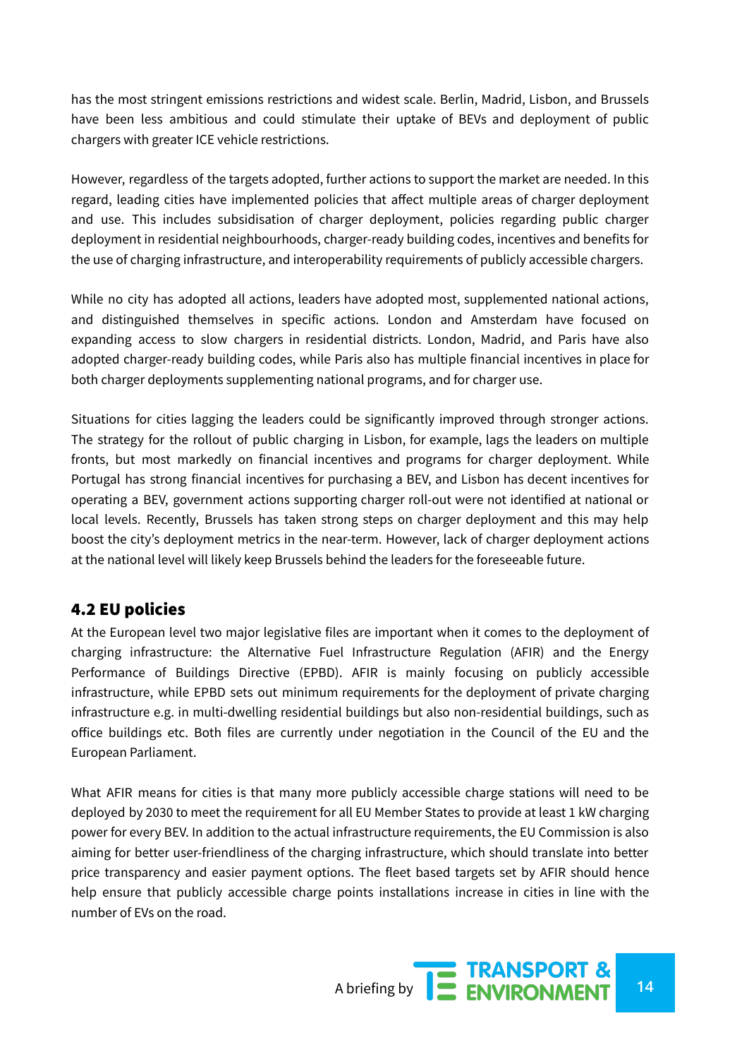has the most stringent emissions restrictions and widest scale. Berlin, Madrid, Lisbon, and Brussels have been less ambitious and could stimulate their uptake of BEVs and deployment of public chargers with greater ICE vehicle restrictions.

However, regardless of the targets adopted, further actions to support the market are needed. In this regard, leading cities have implemented policies that affect multiple areas of charger deployment and use. This includes subsidisation of charger deployment, policies regarding public charger deployment in residential neighbourhoods, charger-ready building codes, incentives and benefits for the use of charging infrastructure, and interoperability requirements of publicly accessible chargers.

While no city has adopted all actions, leaders have adopted most, supplemented national actions, and distinguished themselves in specific actions. London and Amsterdam have focused on expanding access to slow chargers in residential districts. London, Madrid, and Paris have also adopted charger-ready building codes, while Paris also has multiple financial incentives in place for both charger deployments supplementing national programs, and for charger use.

Situations for cities lagging the leaders could be significantly improved through stronger actions. The strategy for the rollout of public charging in Lisbon, for example, lags the leaders on multiple fronts, but most markedly on financial incentives and programs for charger deployment. While Portugal has strong financial incentives for purchasing a BEV, and Lisbon has decent incentives for operating a BEV, government actions supporting charger roll-out were not identified at national or local levels. Recently, Brussels has taken strong steps on charger deployment and this may help boost the city's deployment metrics in the near-term. However, lack of charger deployment actions at the national level will likely keep Brussels behind the leaders for the foreseeable future.

## 4.2 EU policies

At the European level two major legislative files are important when it comes to the deployment of charging infrastructure: the Alternative Fuel Infrastructure Regulation (AFIR) and the Energy Performance of Buildings Directive (EPBD). AFIR is mainly focusing on publicly accessible infrastructure, while EPBD sets out minimum requirements for the deployment of private charging infrastructure e.g. in multi-dwelling residential buildings but also non-residential buildings, such as office buildings etc. Both files are currently under negotiation in the Council of the EU and the European Parliament.

What AFIR means for cities is that many more publicly accessible charge stations will need to be deployed by 2030 to meet the requirement for all EU Member States to provide at least 1 kW charging power for every BEV. In addition to the actual infrastructure requirements, the EU Commission is also aiming for better user-friendliness of the charging infrastructure, which should translate into better price transparency and easier payment options. The fleet based targets set by AFIR should hence help ensure that publicly accessible charge points installations increase in cities in line with the number of EVs on the road.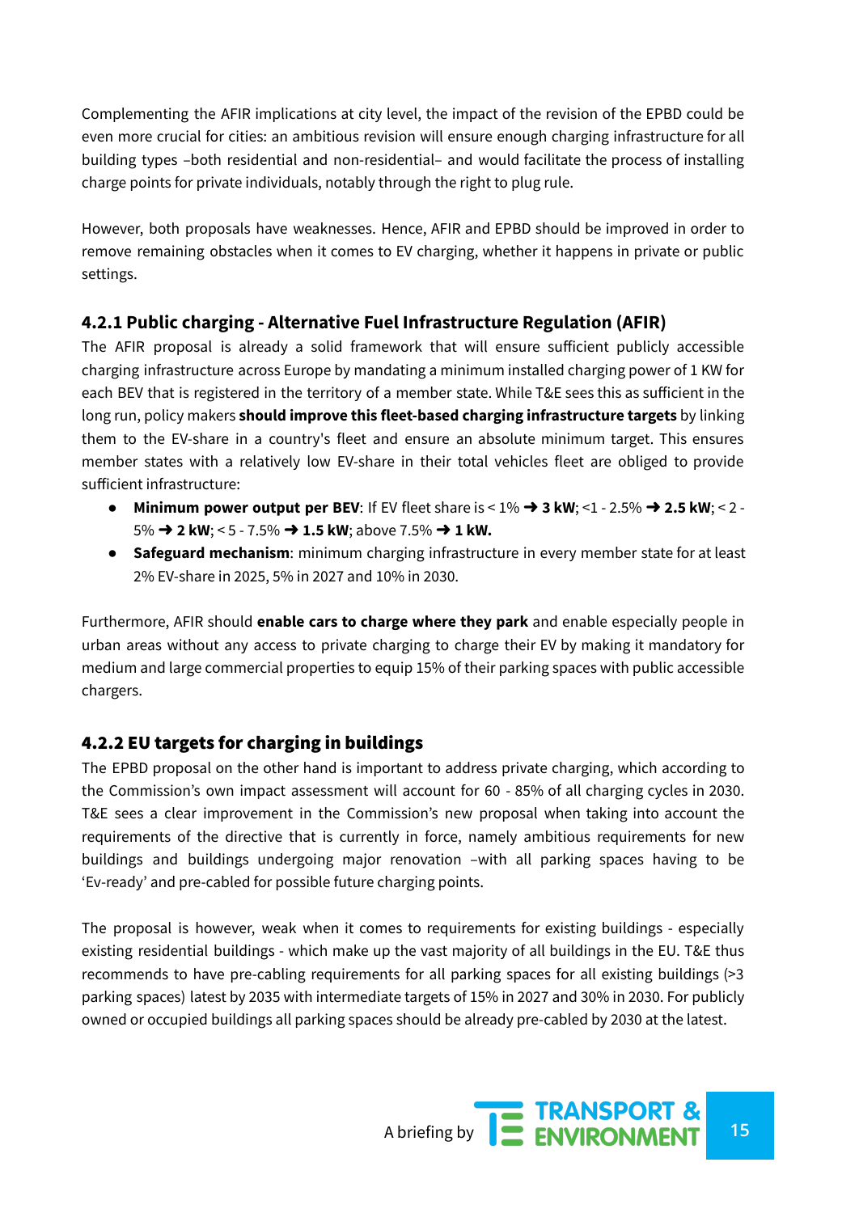Complementing the AFIR implications at city level, the impact of the revision of the EPBD could be even more crucial for cities: an ambitious revision will ensure enough charging infrastructure for all building types –both residential and non-residential– and would facilitate the process of installing charge points for private individuals, notably through the right to plug rule.

However, both proposals have weaknesses. Hence, AFIR and EPBD should be improved in order to remove remaining obstacles when it comes to EV charging, whether it happens in private or public settings.

### 4.2.1 Public charging - Alternative Fuel Infrastructure Regulation (AFIR)

The AFIR proposal is already a solid framework that will ensure sufficient publicly accessible charging infrastructure across Europe by mandating a minimum installed charging power of 1 KW for each BEV that is registered in the territory of a member state. While T&E sees this as sufficient in the long run, policy makers **should improve this fleet-based charging infrastructure targets** by linking them to the EV-share in a country's fleet and ensure an absolute minimum target. This ensures member states with a relatively low EV-share in their total vehicles fleet are obliged to provide sufficient infrastructure:

- **Minimum power output per BEV**: If EV fleet share is < 1% ➜ **3 kW**; <1 - 2.5% ➜ **2.5 kW**; < 2 - 5% ➜ **2 kW**; < 5 - 7.5% ➜ **1.5 kW**; above 7.5% ➜ **1 kW.**
- **Safeguard mechanism**: minimum charging infrastructure in every member state for at least 2% EV-share in 2025, 5% in 2027 and 10% in 2030.

Furthermore, AFIR should **enable cars to charge where they park** and enable especially people in urban areas without any access to private charging to charge their EV by making it mandatory for medium and large commercial properties to equip 15% of their parking spaces with public accessible chargers.

### 4.2.2 EU targets for charging in buildings

The EPBD proposal on the other hand is important to address private charging, which according to the Commission's own impact assessment will account for 60 - 85% of all charging cycles in 2030. T&E sees a clear improvement in the Commission's new proposal when taking into account the requirements of the directive that is currently in force, namely ambitious requirements for new buildings and buildings undergoing major renovation –with all parking spaces having to be 'Ev-ready' and pre-cabled for possible future charging points.

The proposal is however, weak when it comes to requirements for existing buildings - especially existing residential buildings - which make up the vast majority of all buildings in the EU. T&E thus recommends to have pre-cabling requirements for all parking spaces for all existing buildings (>3 parking spaces) latest by 2035 with intermediate targets of 15% in 2027 and 30% in 2030. For publicly owned or occupied buildings all parking spaces should be already pre-cabled by 2030 at the latest.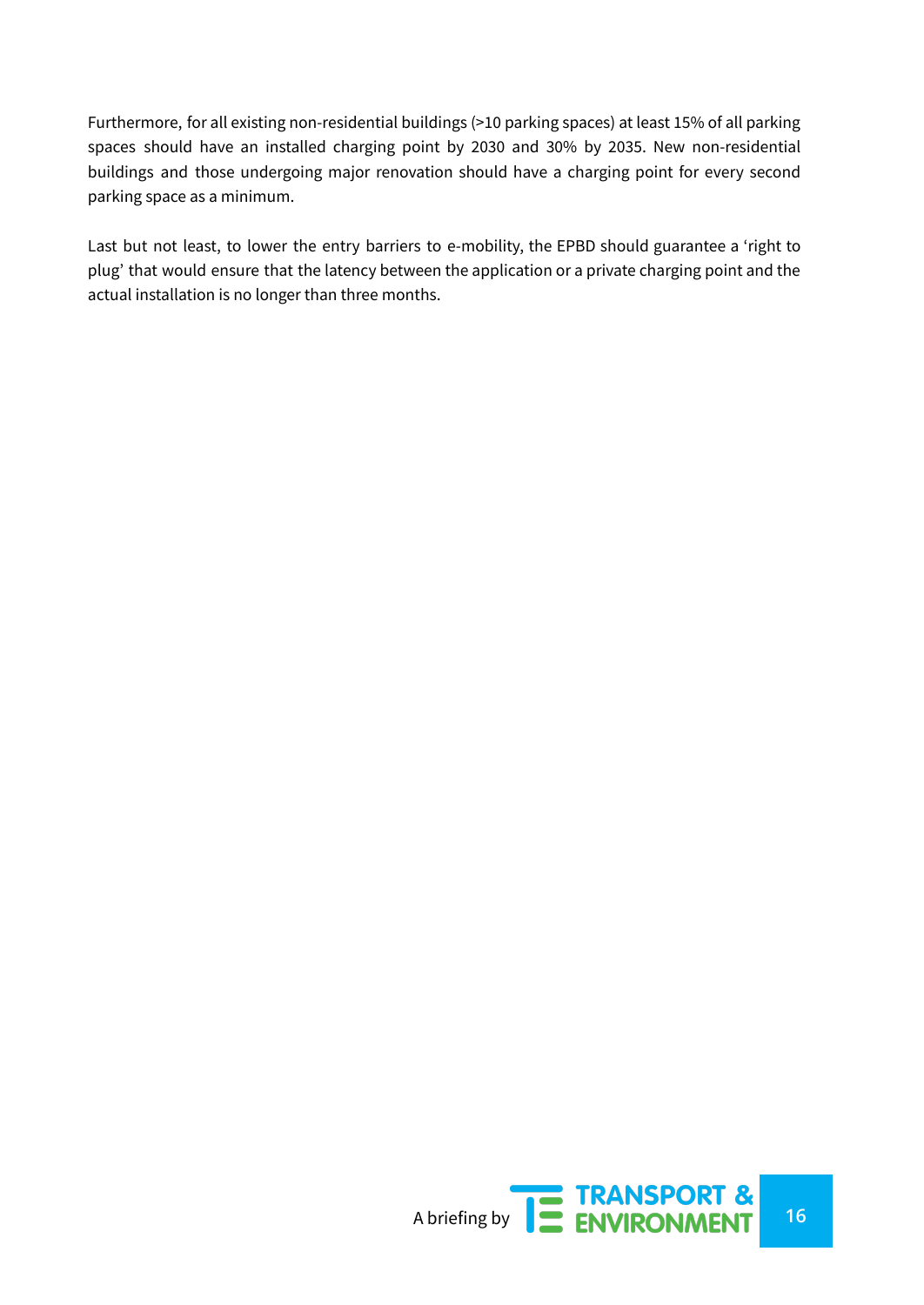Furthermore, for all existing non-residential buildings (>10 parking spaces) at least 15% of all parking spaces should have an installed charging point by 2030 and 30% by 2035. New non-residential buildings and those undergoing major renovation should have a charging point for every second parking space as a minimum.

Last but not least, to lower the entry barriers to e-mobility, the EPBD should guarantee a 'right to plug' that would ensure that the latency between the application or a private charging point and the actual installation is no longer than three months.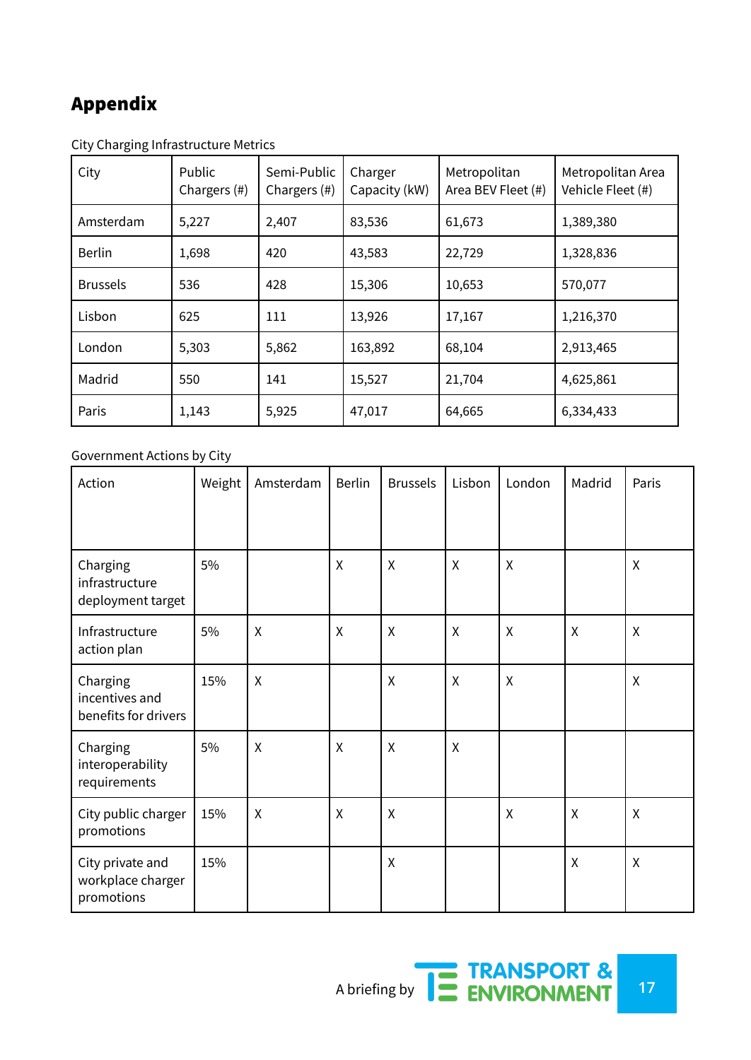# Appendix

City Charging Infrastructure Metrics

| City | Public Chargers (#) | Semi-Public Chargers (#) | Charger Capacity (kW) | Metropolitan Area BEV Fleet (#) | Metropolitan Area Vehicle Fleet (#) |
|---|---|---|---|---|---|
| Amsterdam | 5,227 | 2,407 | 83,536 | 61,673 | 1,389,380 |
| Berlin | 1,698 | 420 | 43,583 | 22,729 | 1,328,836 |
| Brussels | 536 | 428 | 15,306 | 10,653 | 570,077 |
| Lisbon | 625 | 111 | 13,926 | 17,167 | 1,216,370 |
| London | 5,303 | 5,862 | 163,892 | 68,104 | 2,913,465 |
| Madrid | 550 | 141 | 15,527 | 21,704 | 4,625,861 |
| Paris | 1,143 | 5,925 | 47,017 | 64,665 | 6,334,433 |

Government Actions by City

| Action | Weight | Amsterdam | Berlin | Brussels | Lisbon | London | Madrid | Paris |
|---|---|---|---|---|---|---|---|---|
| Charging infrastructure deployment target | 5% | | X | X | X | X | | X |
| Infrastructure action plan | 5% | X | X | X | X | X | X | X |
| Charging incentives and benefits for drivers | 15% | X | | X | X | X | | X |
| Charging interoperability requirements | 5% | X | X | X | X | | | |
| City public charger promotions | 15% | X | X | X | | X | X | X |
| City private and workplace charger promotions | 15% | | | X | | | X | X |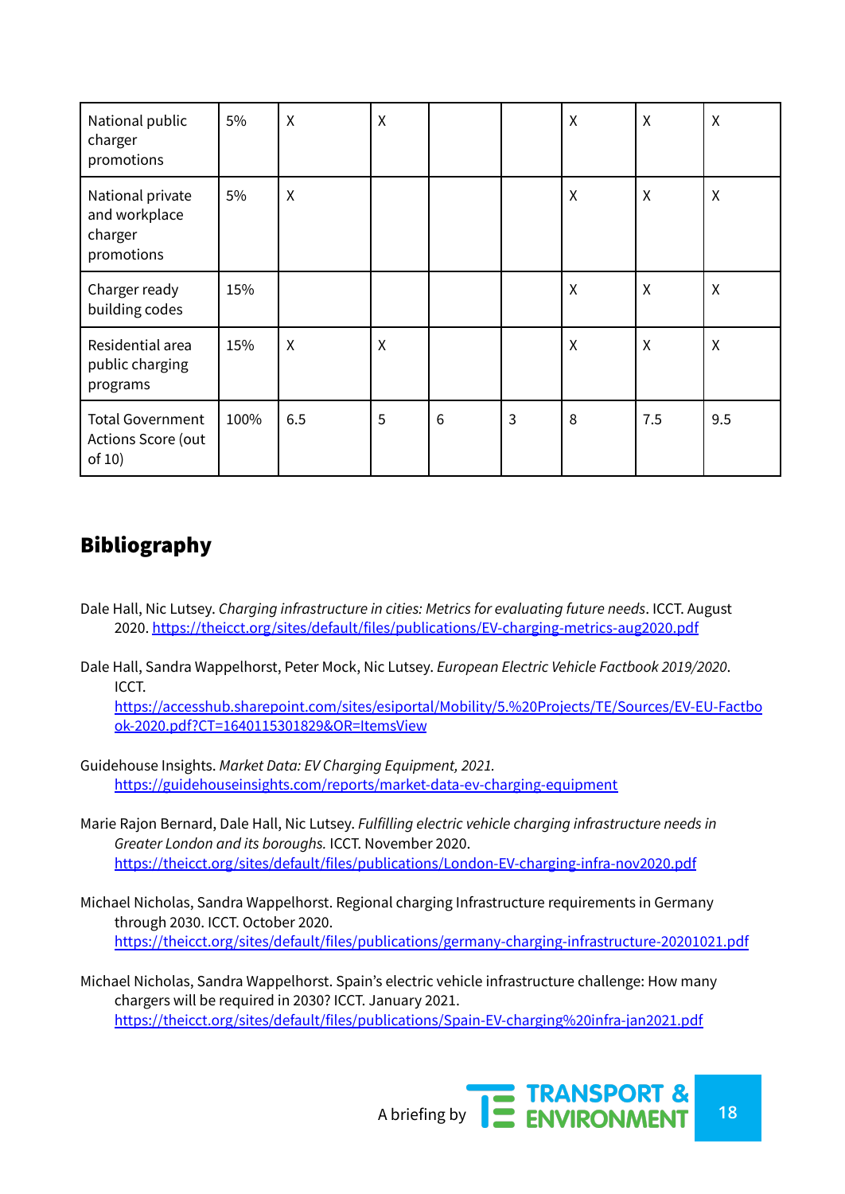| | | | | | | | | |
|---|---|---|---|---|---|---|---|---|
| National public charger promotions | 5% | X | X | | | X | X | X |
| National private and workplace charger promotions | 5% | X | | | | X | X | X |
| Charger ready building codes | 15% | | | | | X | X | X |
| Residential area public charging programs | 15% | X | X | | | X | X | X |
| Total Government Actions Score (out of 10) | 100% | 6.5 | 5 | 6 | 3 | 8 | 7.5 | 9.5 |

## Bibliography

Dale Hall, Nic Lutsey. *Charging infrastructure in cities: Metrics for evaluating future needs*. ICCT. August 2020. https://theicct.org/sites/default/files/publications/EV-charging-metrics-aug2020.pdf

Dale Hall, Sandra Wappelhorst, Peter Mock, Nic Lutsey. *European Electric Vehicle Factbook 2019/2020*. ICCT. https://accesshub.sharepoint.com/sites/esiportal/Mobility/5.%20Projects/TE/Sources/EV-EU-Factbook-2020.pdf?CT=1640115301829&OR=ItemsView

Guidehouse Insights. *Market Data: EV Charging Equipment, 2021.* https://guidehouseinsights.com/reports/market-data-ev-charging-equipment

Marie Rajon Bernard, Dale Hall, Nic Lutsey. *Fulfilling electric vehicle charging infrastructure needs in Greater London and its boroughs.* ICCT. November 2020. https://theicct.org/sites/default/files/publications/London-EV-charging-infra-nov2020.pdf

Michael Nicholas, Sandra Wappelhorst. Regional charging Infrastructure requirements in Germany through 2030. ICCT. October 2020. https://theicct.org/sites/default/files/publications/germany-charging-infrastructure-20201021.pdf

Michael Nicholas, Sandra Wappelhorst. Spain's electric vehicle infrastructure challenge: How many chargers will be required in 2030? ICCT. January 2021. https://theicct.org/sites/default/files/publications/Spain-EV-charging%20infra-jan2021.pdf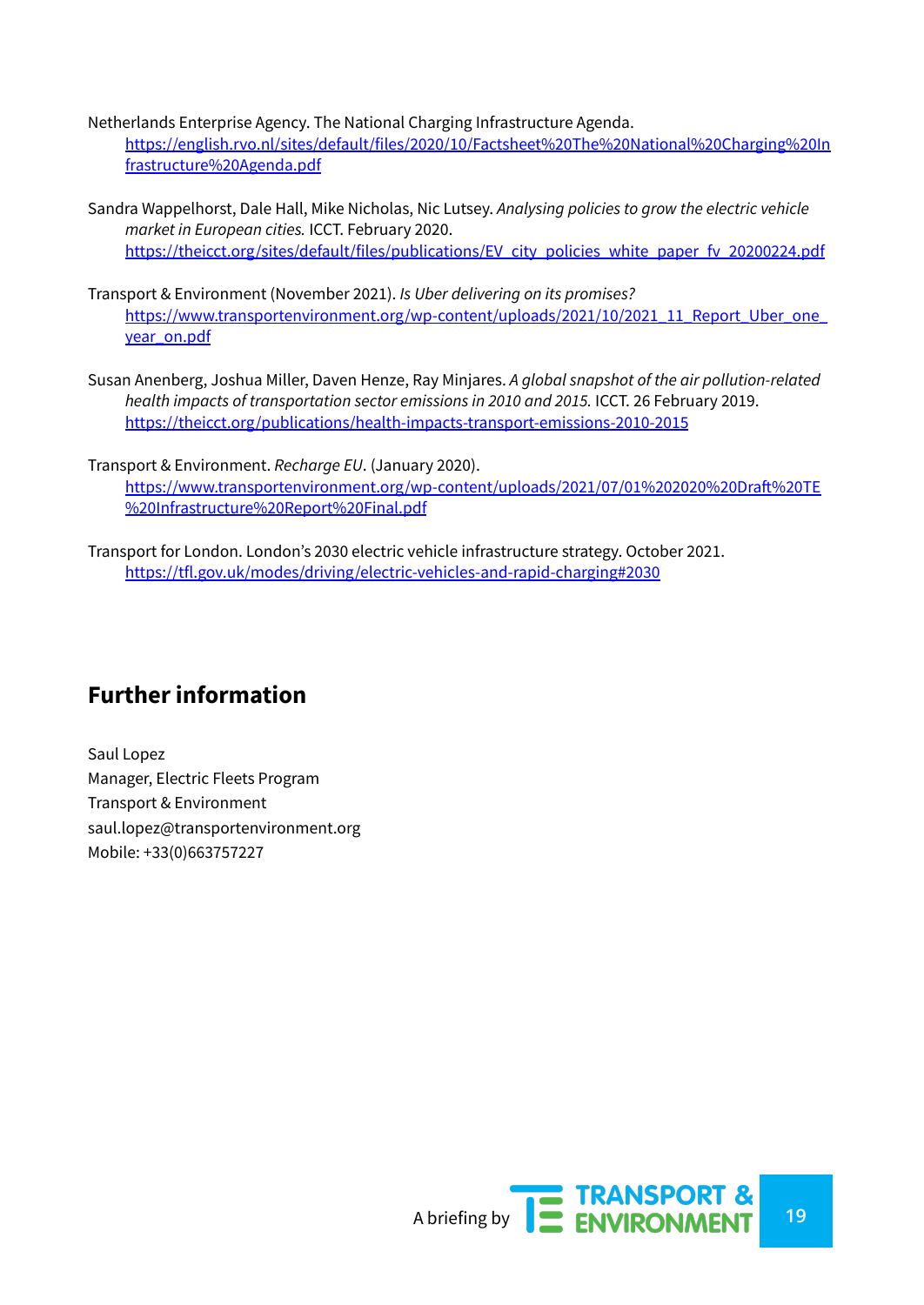Netherlands Enterprise Agency. The National Charging Infrastructure Agenda. https://english.rvo.nl/sites/default/files/2020/10/Factsheet%20The%20National%20Charging%20Infrastructure%20Agenda.pdf

Sandra Wappelhorst, Dale Hall, Mike Nicholas, Nic Lutsey. *Analysing policies to grow the electric vehicle market in European cities.* ICCT. February 2020. https://theicct.org/sites/default/files/publications/EV_city_policies_white_paper_fv_20200224.pdf

Transport & Environment (November 2021). *Is Uber delivering on its promises?* https://www.transportenvironment.org/wp-content/uploads/2021/10/2021_11_Report_Uber_one_year_on.pdf

Susan Anenberg, Joshua Miller, Daven Henze, Ray Minjares. *A global snapshot of the air pollution-related health impacts of transportation sector emissions in 2010 and 2015.* ICCT. 26 February 2019. https://theicct.org/publications/health-impacts-transport-emissions-2010-2015

Transport & Environment. *Recharge EU*. (January 2020). https://www.transportenvironment.org/wp-content/uploads/2021/07/01%202020%20Draft%20TE%20Infrastructure%20Report%20Final.pdf

Transport for London. London's 2030 electric vehicle infrastructure strategy. October 2021. https://tfl.gov.uk/modes/driving/electric-vehicles-and-rapid-charging#2030

## Further information

Saul Lopez
Manager, Electric Fleets Program
Transport & Environment
saul.lopez@transportenvironment.org
Mobile: +33(0)663757227